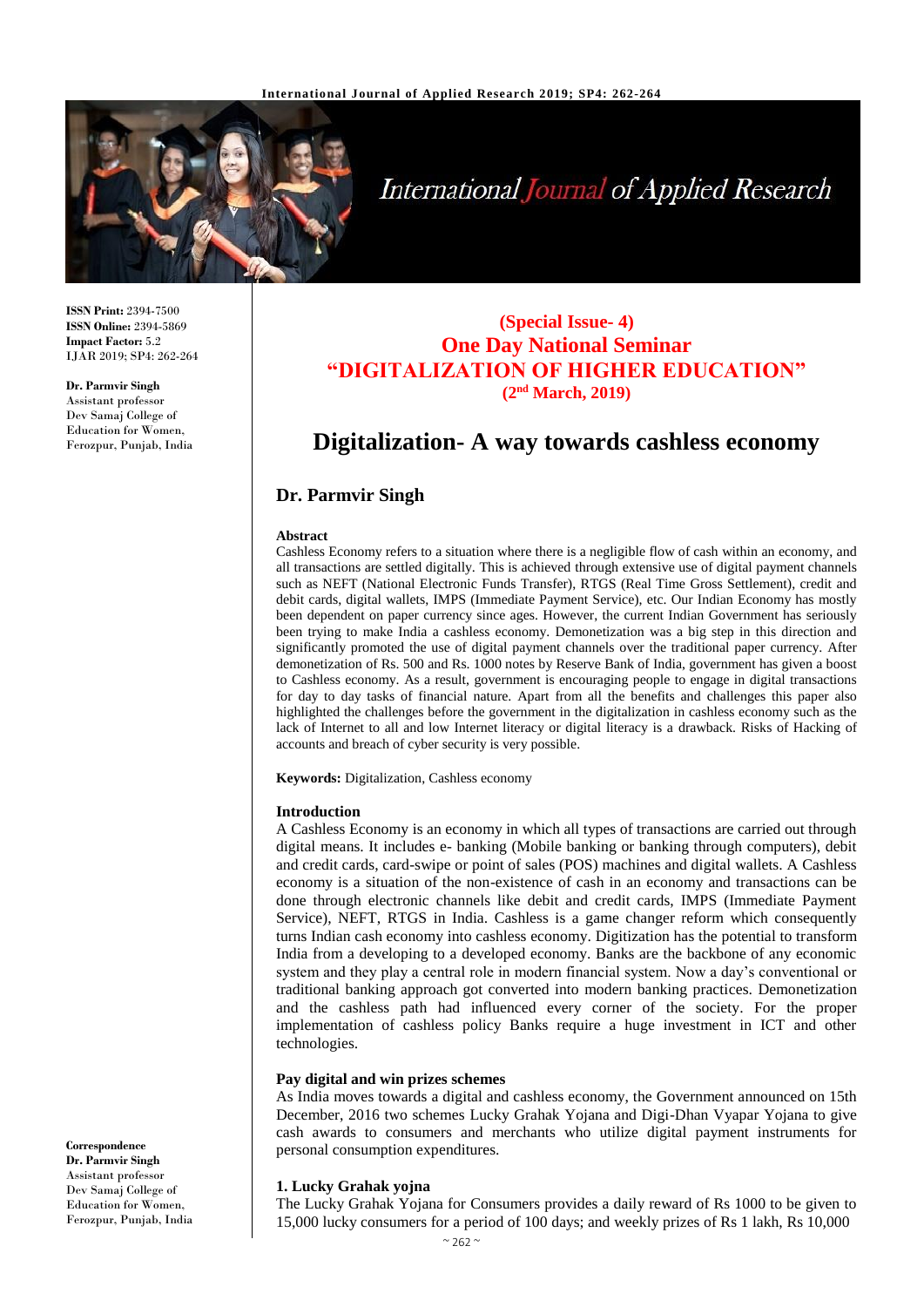ISSN Print: 2394-7500
ISSN Online: 2394-5869
Impact Factor: 5.2
IJAR 2019; SP4: 262-264

**Dr. Parmvir Singh**
Assistant professor
Dev Samaj College of Education for Women, Ferozpur, Punjab, India

**(Special Issue- 4)**
**One Day National Seminar**
**"DIGITALIZATION OF HIGHER EDUCATION"**
**(2nd March, 2019)**

# Digitalization- A way towards cashless economy

## Dr. Parmvir Singh

**Abstract**

Cashless Economy refers to a situation where there is a negligible flow of cash within an economy, and all transactions are settled digitally. This is achieved through extensive use of digital payment channels such as NEFT (National Electronic Funds Transfer), RTGS (Real Time Gross Settlement), credit and debit cards, digital wallets, IMPS (Immediate Payment Service), etc. Our Indian Economy has mostly been dependent on paper currency since ages. However, the current Indian Government has seriously been trying to make India a cashless economy. Demonetization was a big step in this direction and significantly promoted the use of digital payment channels over the traditional paper currency. After demonetization of Rs. 500 and Rs. 1000 notes by Reserve Bank of India, government has given a boost to Cashless economy. As a result, government is encouraging people to engage in digital transactions for day to day tasks of financial nature. Apart from all the benefits and challenges this paper also highlighted the challenges before the government in the digitalization in cashless economy such as the lack of Internet to all and low Internet literacy or digital literacy is a drawback. Risks of Hacking of accounts and breach of cyber security is very possible.

**Keywords:** Digitalization, Cashless economy

**Introduction**

A Cashless Economy is an economy in which all types of transactions are carried out through digital means. It includes e- banking (Mobile banking or banking through computers), debit and credit cards, card-swipe or point of sales (POS) machines and digital wallets. A Cashless economy is a situation of the non-existence of cash in an economy and transactions can be done through electronic channels like debit and credit cards, IMPS (Immediate Payment Service), NEFT, RTGS in India. Cashless is a game changer reform which consequently turns Indian cash economy into cashless economy. Digitization has the potential to transform India from a developing to a developed economy. Banks are the backbone of any economic system and they play a central role in modern financial system. Now a day's conventional or traditional banking approach got converted into modern banking practices. Demonetization and the cashless path had influenced every corner of the society. For the proper implementation of cashless policy Banks require a huge investment in ICT and other technologies.

**Pay digital and win prizes schemes**

As India moves towards a digital and cashless economy, the Government announced on 15th December, 2016 two schemes Lucky Grahak Yojana and Digi-Dhan Vyapar Yojana to give cash awards to consumers and merchants who utilize digital payment instruments for personal consumption expenditures.

**1. Lucky Grahak yojna**

The Lucky Grahak Yojana for Consumers provides a daily reward of Rs 1000 to be given to 15,000 lucky consumers for a period of 100 days; and weekly prizes of Rs 1 lakh, Rs 10,000

**Correspondence**
**Dr. Parmvir Singh**
Assistant professor
Dev Samaj College of Education for Women, Ferozpur, Punjab, India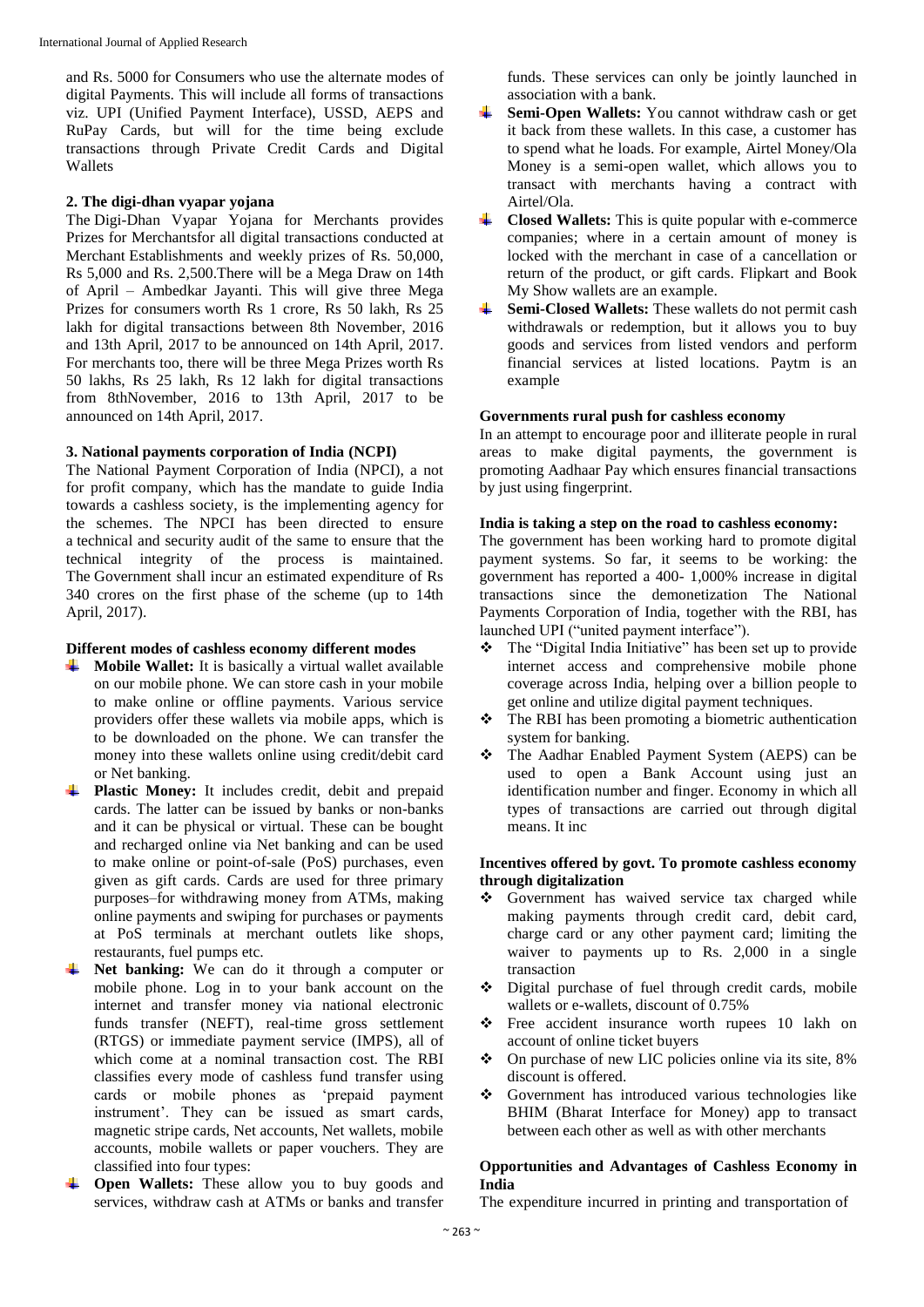and Rs. 5000 for Consumers who use the alternate modes of digital Payments. This will include all forms of transactions viz. UPI (Unified Payment Interface), USSD, AEPS and RuPay Cards, but will for the time being exclude transactions through Private Credit Cards and Digital Wallets

### 2. The digi-dhan vyapar yojana

The Digi-Dhan Vyapar Yojana for Merchants provides Prizes for Merchantsfor all digital transactions conducted at Merchant Establishments and weekly prizes of Rs. 50,000, Rs 5,000 and Rs. 2,500.There will be a Mega Draw on 14th of April – Ambedkar Jayanti. This will give three Mega Prizes for consumers worth Rs 1 crore, Rs 50 lakh, Rs 25 lakh for digital transactions between 8th November, 2016 and 13th April, 2017 to be announced on 14th April, 2017. For merchants too, there will be three Mega Prizes worth Rs 50 lakhs, Rs 25 lakh, Rs 12 lakh for digital transactions from 8thNovember, 2016 to 13th April, 2017 to be announced on 14th April, 2017.

### 3. National payments corporation of India (NCPI)

The National Payment Corporation of India (NPCI), a not for profit company, which has the mandate to guide India towards a cashless society, is the implementing agency for the schemes. The NPCI has been directed to ensure a technical and security audit of the same to ensure that the technical integrity of the process is maintained. The Government shall incur an estimated expenditure of Rs 340 crores on the first phase of the scheme (up to 14th April, 2017).

### Different modes of cashless economy different modes

- **Mobile Wallet:** It is basically a virtual wallet available on our mobile phone. We can store cash in your mobile to make online or offline payments. Various service providers offer these wallets via mobile apps, which is to be downloaded on the phone. We can transfer the money into these wallets online using credit/debit card or Net banking.
- **Plastic Money:** It includes credit, debit and prepaid cards. The latter can be issued by banks or non-banks and it can be physical or virtual. These can be bought and recharged online via Net banking and can be used to make online or point-of-sale (PoS) purchases, even given as gift cards. Cards are used for three primary purposes–for withdrawing money from ATMs, making online payments and swiping for purchases or payments at PoS terminals at merchant outlets like shops, restaurants, fuel pumps etc.
- **Net banking:** We can do it through a computer or mobile phone. Log in to your bank account on the internet and transfer money via national electronic funds transfer (NEFT), real-time gross settlement (RTGS) or immediate payment service (IMPS), all of which come at a nominal transaction cost. The RBI classifies every mode of cashless fund transfer using cards or mobile phones as 'prepaid payment instrument'. They can be issued as smart cards, magnetic stripe cards, Net accounts, Net wallets, mobile accounts, mobile wallets or paper vouchers. They are classified into four types:
- **Open Wallets:** These allow you to buy goods and services, withdraw cash at ATMs or banks and transfer funds. These services can only be jointly launched in association with a bank.
- **Semi-Open Wallets:** You cannot withdraw cash or get it back from these wallets. In this case, a customer has to spend what he loads. For example, Airtel Money/Ola Money is a semi-open wallet, which allows you to transact with merchants having a contract with Airtel/Ola.
- **Closed Wallets:** This is quite popular with e-commerce companies; where in a certain amount of money is locked with the merchant in case of a cancellation or return of the product, or gift cards. Flipkart and Book My Show wallets are an example.
- **Semi-Closed Wallets:** These wallets do not permit cash withdrawals or redemption, but it allows you to buy goods and services from listed vendors and perform financial services at listed locations. Paytm is an example

### Governments rural push for cashless economy

In an attempt to encourage poor and illiterate people in rural areas to make digital payments, the government is promoting Aadhaar Pay which ensures financial transactions by just using fingerprint.

### India is taking a step on the road to cashless economy:

The government has been working hard to promote digital payment systems. So far, it seems to be working: the government has reported a 400- 1,000% increase in digital transactions since the demonetization The National Payments Corporation of India, together with the RBI, has launched UPI ("united payment interface").

- The "Digital India Initiative" has been set up to provide internet access and comprehensive mobile phone coverage across India, helping over a billion people to get online and utilize digital payment techniques.
- The RBI has been promoting a biometric authentication system for banking.
- The Aadhar Enabled Payment System (AEPS) can be used to open a Bank Account using just an identification number and finger. Economy in which all types of transactions are carried out through digital means. It inc

### Incentives offered by govt. To promote cashless economy through digitalization

- Government has waived service tax charged while making payments through credit card, debit card, charge card or any other payment card; limiting the waiver to payments up to Rs. 2,000 in a single transaction
- Digital purchase of fuel through credit cards, mobile wallets or e-wallets, discount of 0.75%
- Free accident insurance worth rupees 10 lakh on account of online ticket buyers
- On purchase of new LIC policies online via its site, 8% discount is offered.
- Government has introduced various technologies like BHIM (Bharat Interface for Money) app to transact between each other as well as with other merchants

### Opportunities and Advantages of Cashless Economy in India

The expenditure incurred in printing and transportation of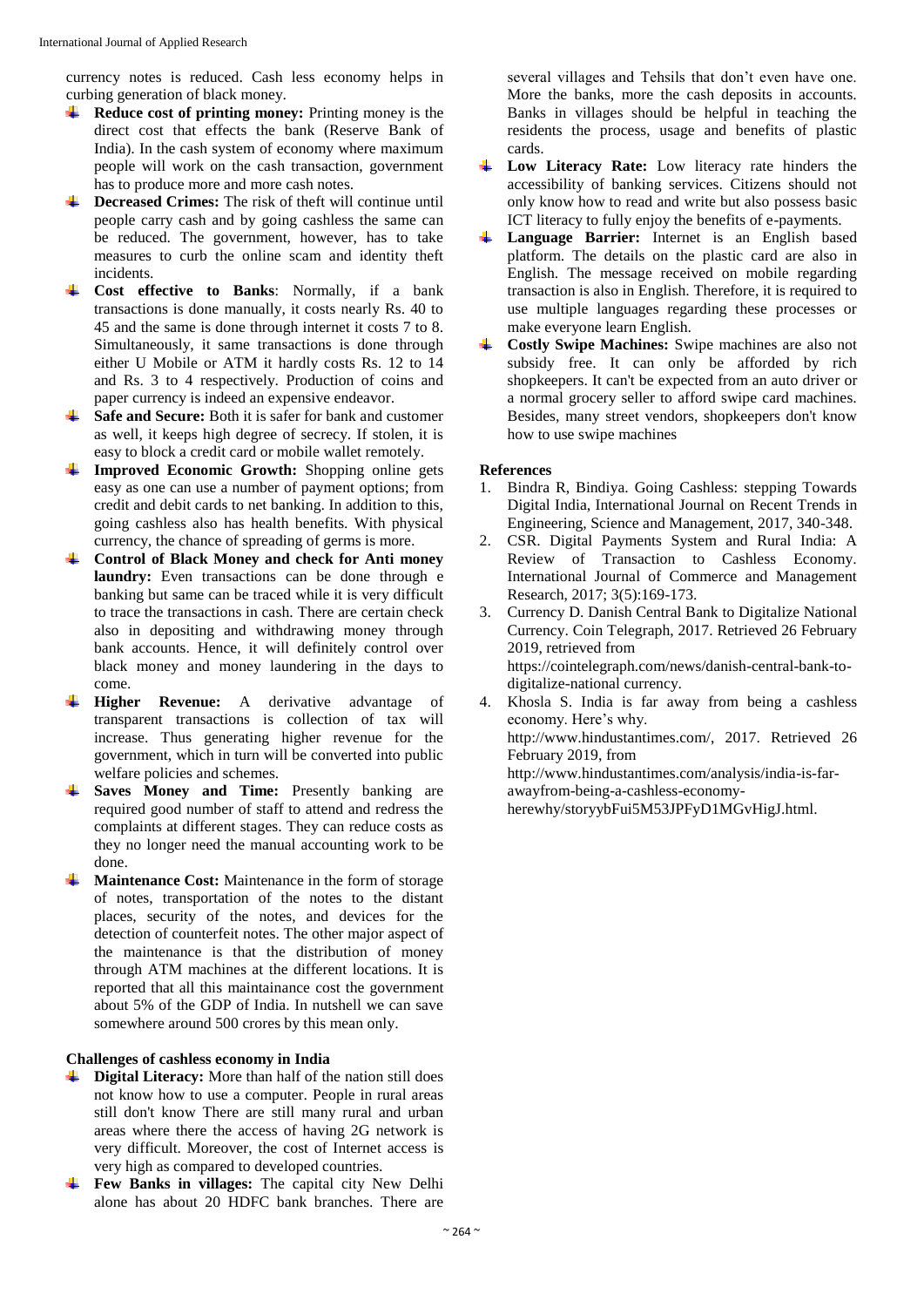currency notes is reduced. Cash less economy helps in curbing generation of black money.

- **Reduce cost of printing money:** Printing money is the direct cost that effects the bank (Reserve Bank of India). In the cash system of economy where maximum people will work on the cash transaction, government has to produce more and more cash notes.
- **Decreased Crimes:** The risk of theft will continue until people carry cash and by going cashless the same can be reduced. The government, however, has to take measures to curb the online scam and identity theft incidents.
- **Cost effective to Banks**: Normally, if a bank transactions is done manually, it costs nearly Rs. 40 to 45 and the same is done through internet it costs 7 to 8. Simultaneously, it same transactions is done through either U Mobile or ATM it hardly costs Rs. 12 to 14 and Rs. 3 to 4 respectively. Production of coins and paper currency is indeed an expensive endeavor.
- **Safe and Secure:** Both it is safer for bank and customer as well, it keeps high degree of secrecy. If stolen, it is easy to block a credit card or mobile wallet remotely.
- **Improved Economic Growth:** Shopping online gets easy as one can use a number of payment options; from credit and debit cards to net banking. In addition to this, going cashless also has health benefits. With physical currency, the chance of spreading of germs is more.
- **Control of Black Money and check for Anti money laundry:** Even transactions can be done through e banking but same can be traced while it is very difficult to trace the transactions in cash. There are certain check also in depositing and withdrawing money through bank accounts. Hence, it will definitely control over black money and money laundering in the days to come.
- **Higher Revenue:** A derivative advantage of transparent transactions is collection of tax will increase. Thus generating higher revenue for the government, which in turn will be converted into public welfare policies and schemes.
- **Saves Money and Time:** Presently banking are required good number of staff to attend and redress the complaints at different stages. They can reduce costs as they no longer need the manual accounting work to be done.
- **Maintenance Cost:** Maintenance in the form of storage of notes, transportation of the notes to the distant places, security of the notes, and devices for the detection of counterfeit notes. The other major aspect of the maintenance is that the distribution of money through ATM machines at the different locations. It is reported that all this maintainance cost the government about 5% of the GDP of India. In nutshell we can save somewhere around 500 crores by this mean only.

## Challenges of cashless economy in India

- **Digital Literacy:** More than half of the nation still does not know how to use a computer. People in rural areas still don't know There are still many rural and urban areas where there the access of having 2G network is very difficult. Moreover, the cost of Internet access is very high as compared to developed countries.
- **Few Banks in villages:** The capital city New Delhi alone has about 20 HDFC bank branches. There are several villages and Tehsils that don't even have one. More the banks, more the cash deposits in accounts. Banks in villages should be helpful in teaching the residents the process, usage and benefits of plastic cards.
- **Low Literacy Rate:** Low literacy rate hinders the accessibility of banking services. Citizens should not only know how to read and write but also possess basic ICT literacy to fully enjoy the benefits of e-payments.
- **Language Barrier:** Internet is an English based platform. The details on the plastic card are also in English. The message received on mobile regarding transaction is also in English. Therefore, it is required to use multiple languages regarding these processes or make everyone learn English.
- **Costly Swipe Machines:** Swipe machines are also not subsidy free. It can only be afforded by rich shopkeepers. It can't be expected from an auto driver or a normal grocery seller to afford swipe card machines. Besides, many street vendors, shopkeepers don't know how to use swipe machines

## References

1. Bindra R, Bindiya. Going Cashless: stepping Towards Digital India, International Journal on Recent Trends in Engineering, Science and Management, 2017, 340-348.
2. CSR. Digital Payments System and Rural India: A Review of Transaction to Cashless Economy. International Journal of Commerce and Management Research, 2017; 3(5):169-173.
3. Currency D. Danish Central Bank to Digitalize National Currency. Coin Telegraph, 2017. Retrieved 26 February 2019, retrieved from https://cointelegraph.com/news/danish-central-bank-to-digitalize-national currency.
4. Khosla S. India is far away from being a cashless economy. Here's why. http://www.hindustantimes.com/, 2017. Retrieved 26 February 2019, from http://www.hindustantimes.com/analysis/india-is-far-awayfrom-being-a-cashless-economy-herewhy/storyybFui5M53JPFyD1MGvHigJ.html.